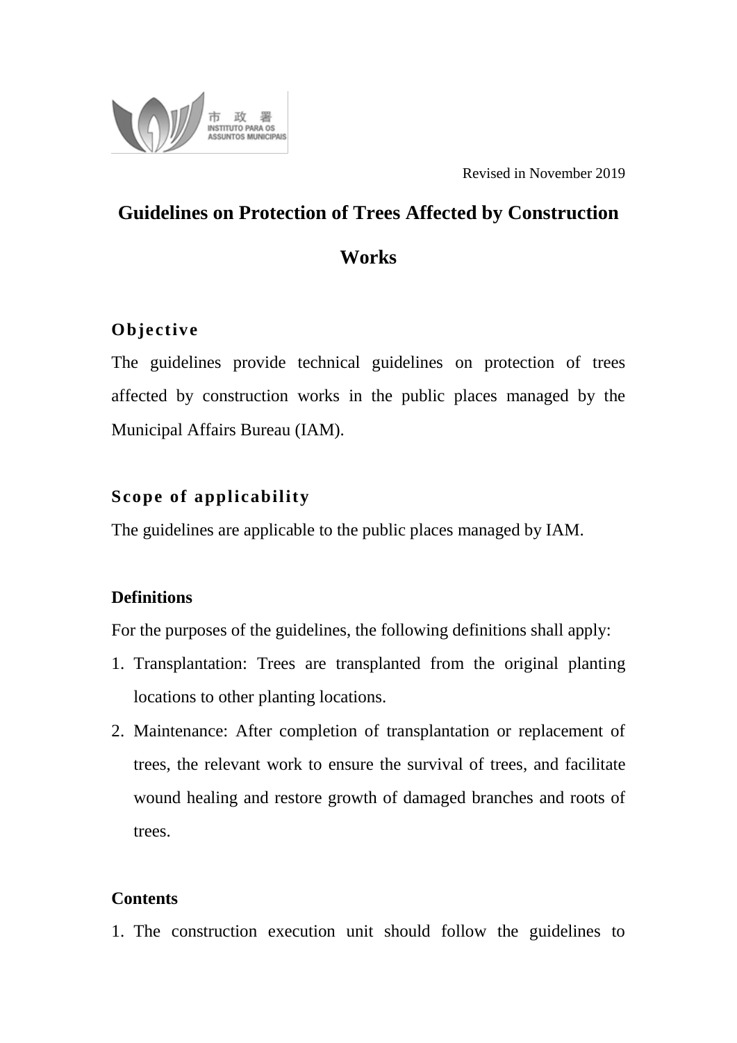市 政 署
INSTITUTO PARA OS ASSUNTOS MUNICIPAIS

Revised in November 2019

# Guidelines on Protection of Trees Affected by Construction Works

## Objective

The guidelines provide technical guidelines on protection of trees affected by construction works in the public places managed by the Municipal Affairs Bureau (IAM).

## Scope of applicability

The guidelines are applicable to the public places managed by IAM.

## Definitions

For the purposes of the guidelines, the following definitions shall apply:

1. Transplantation: Trees are transplanted from the original planting locations to other planting locations.
2. Maintenance: After completion of transplantation or replacement of trees, the relevant work to ensure the survival of trees, and facilitate wound healing and restore growth of damaged branches and roots of trees.

## Contents

1. The construction execution unit should follow the guidelines to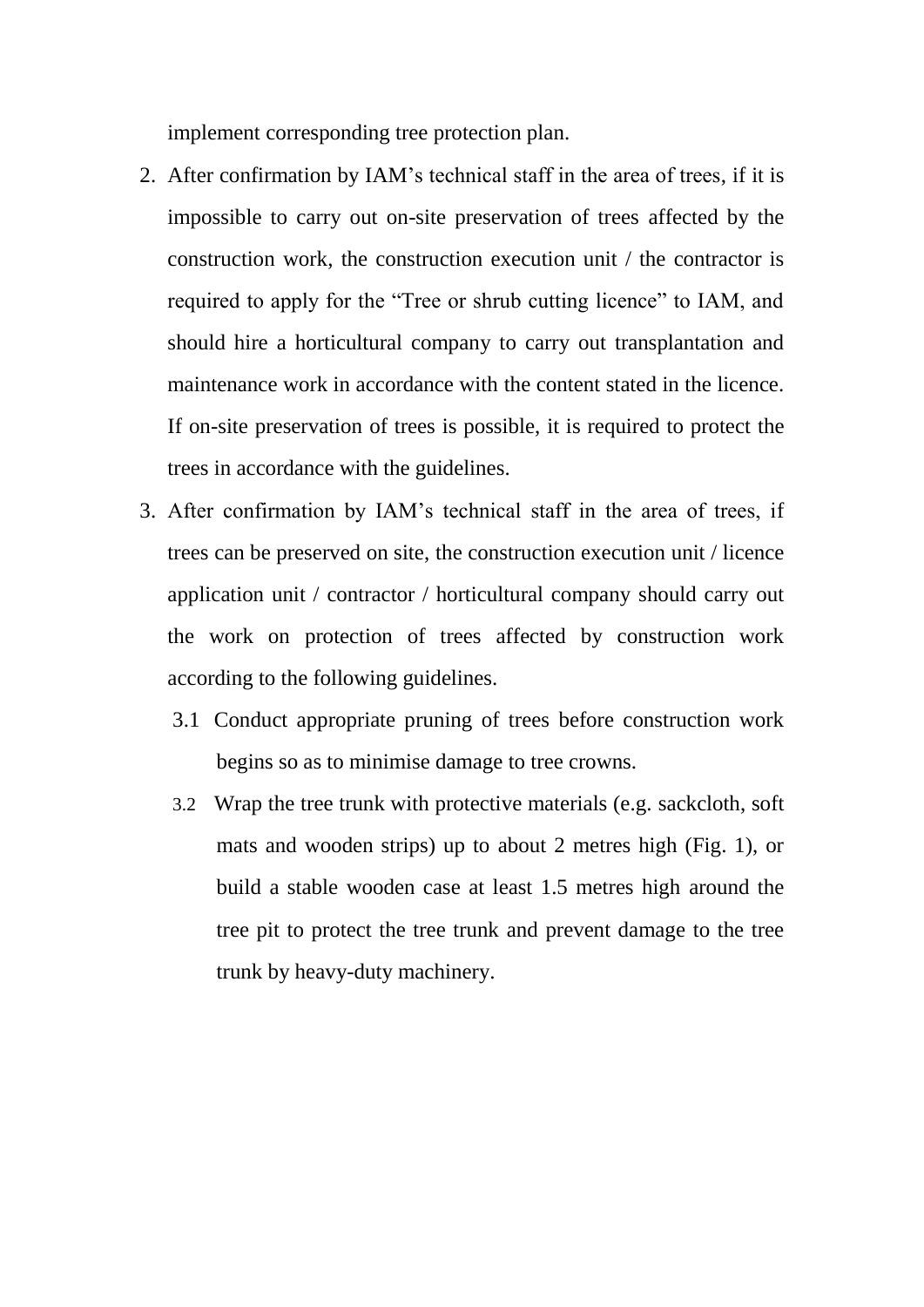implement corresponding tree protection plan.

2. After confirmation by IAM's technical staff in the area of trees, if it is impossible to carry out on-site preservation of trees affected by the construction work, the construction execution unit / the contractor is required to apply for the "Tree or shrub cutting licence" to IAM, and should hire a horticultural company to carry out transplantation and maintenance work in accordance with the content stated in the licence. If on-site preservation of trees is possible, it is required to protect the trees in accordance with the guidelines.

3. After confirmation by IAM's technical staff in the area of trees, if trees can be preserved on site, the construction execution unit / licence application unit / contractor / horticultural company should carry out the work on protection of trees affected by construction work according to the following guidelines.

   3.1 Conduct appropriate pruning of trees before construction work begins so as to minimise damage to tree crowns.

   3.2 Wrap the tree trunk with protective materials (e.g. sackcloth, soft mats and wooden strips) up to about 2 metres high (Fig. 1), or build a stable wooden case at least 1.5 metres high around the tree pit to protect the tree trunk and prevent damage to the tree trunk by heavy-duty machinery.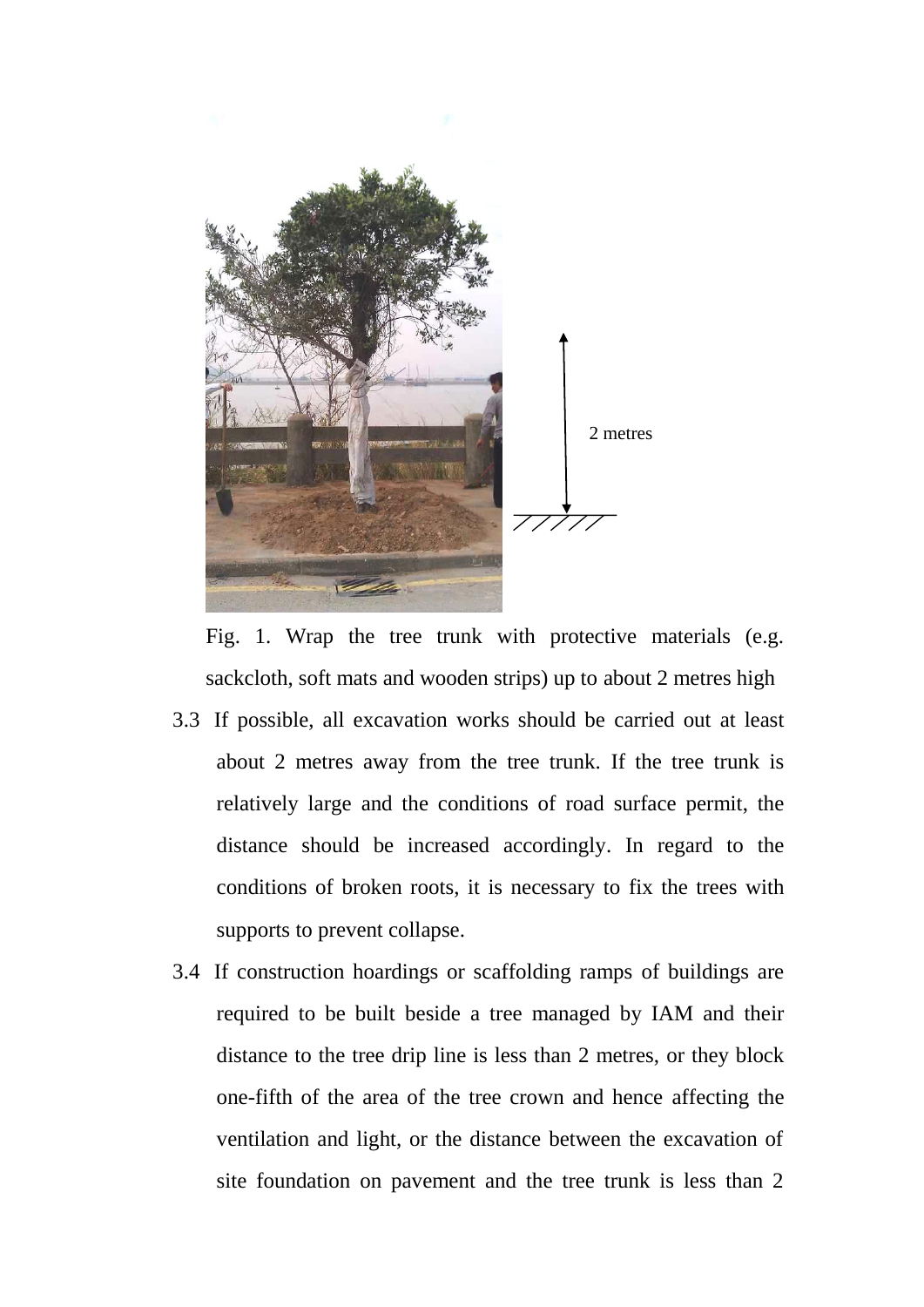Fig. 1. Wrap the tree trunk with protective materials (e.g. sackcloth, soft mats and wooden strips) up to about 2 metres high

3.3 If possible, all excavation works should be carried out at least about 2 metres away from the tree trunk. If the tree trunk is relatively large and the conditions of road surface permit, the distance should be increased accordingly. In regard to the conditions of broken roots, it is necessary to fix the trees with supports to prevent collapse.

3.4 If construction hoardings or scaffolding ramps of buildings are required to be built beside a tree managed by IAM and their distance to the tree drip line is less than 2 metres, or they block one-fifth of the area of the tree crown and hence affecting the ventilation and light, or the distance between the excavation of site foundation on pavement and the tree trunk is less than 2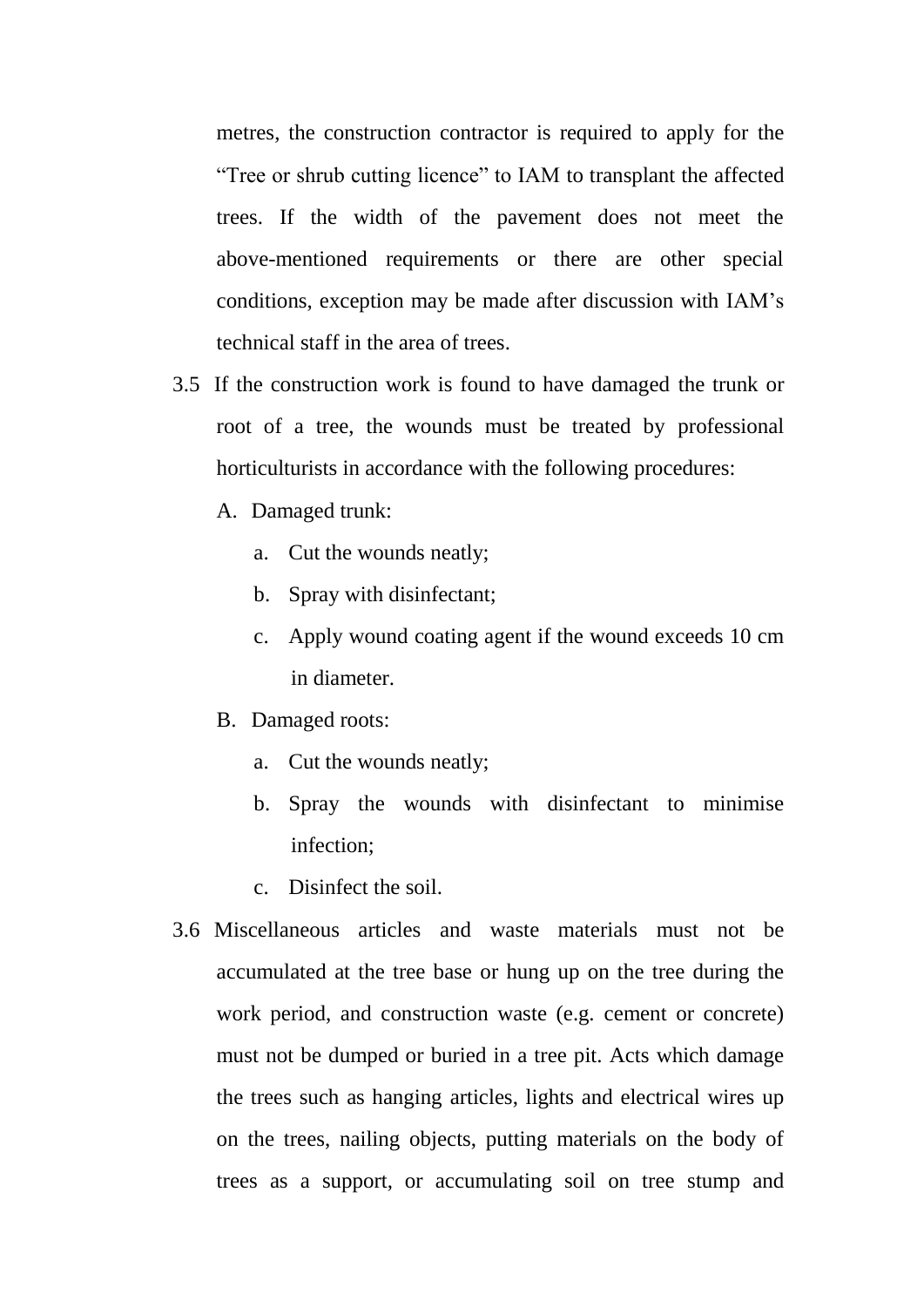metres, the construction contractor is required to apply for the "Tree or shrub cutting licence" to IAM to transplant the affected trees. If the width of the pavement does not meet the above-mentioned requirements or there are other special conditions, exception may be made after discussion with IAM's technical staff in the area of trees.

3.5 If the construction work is found to have damaged the trunk or root of a tree, the wounds must be treated by professional horticulturists in accordance with the following procedures:

A. Damaged trunk:

  a. Cut the wounds neatly;

  b. Spray with disinfectant;

  c. Apply wound coating agent if the wound exceeds 10 cm in diameter.

B. Damaged roots:

  a. Cut the wounds neatly;

  b. Spray the wounds with disinfectant to minimise infection;

  c. Disinfect the soil.

3.6 Miscellaneous articles and waste materials must not be accumulated at the tree base or hung up on the tree during the work period, and construction waste (e.g. cement or concrete) must not be dumped or buried in a tree pit. Acts which damage the trees such as hanging articles, lights and electrical wires up on the trees, nailing objects, putting materials on the body of trees as a support, or accumulating soil on tree stump and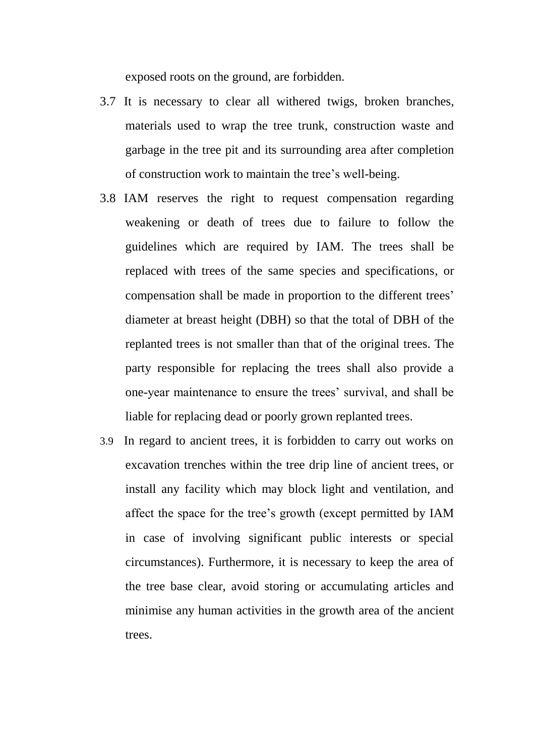exposed roots on the ground, are forbidden.

3.7 It is necessary to clear all withered twigs, broken branches, materials used to wrap the tree trunk, construction waste and garbage in the tree pit and its surrounding area after completion of construction work to maintain the tree's well-being.

3.8 IAM reserves the right to request compensation regarding weakening or death of trees due to failure to follow the guidelines which are required by IAM. The trees shall be replaced with trees of the same species and specifications, or compensation shall be made in proportion to the different trees' diameter at breast height (DBH) so that the total of DBH of the replanted trees is not smaller than that of the original trees. The party responsible for replacing the trees shall also provide a one-year maintenance to ensure the trees' survival, and shall be liable for replacing dead or poorly grown replanted trees.

3.9 In regard to ancient trees, it is forbidden to carry out works on excavation trenches within the tree drip line of ancient trees, or install any facility which may block light and ventilation, and affect the space for the tree's growth (except permitted by IAM in case of involving significant public interests or special circumstances). Furthermore, it is necessary to keep the area of the tree base clear, avoid storing or accumulating articles and minimise any human activities in the growth area of the ancient trees.